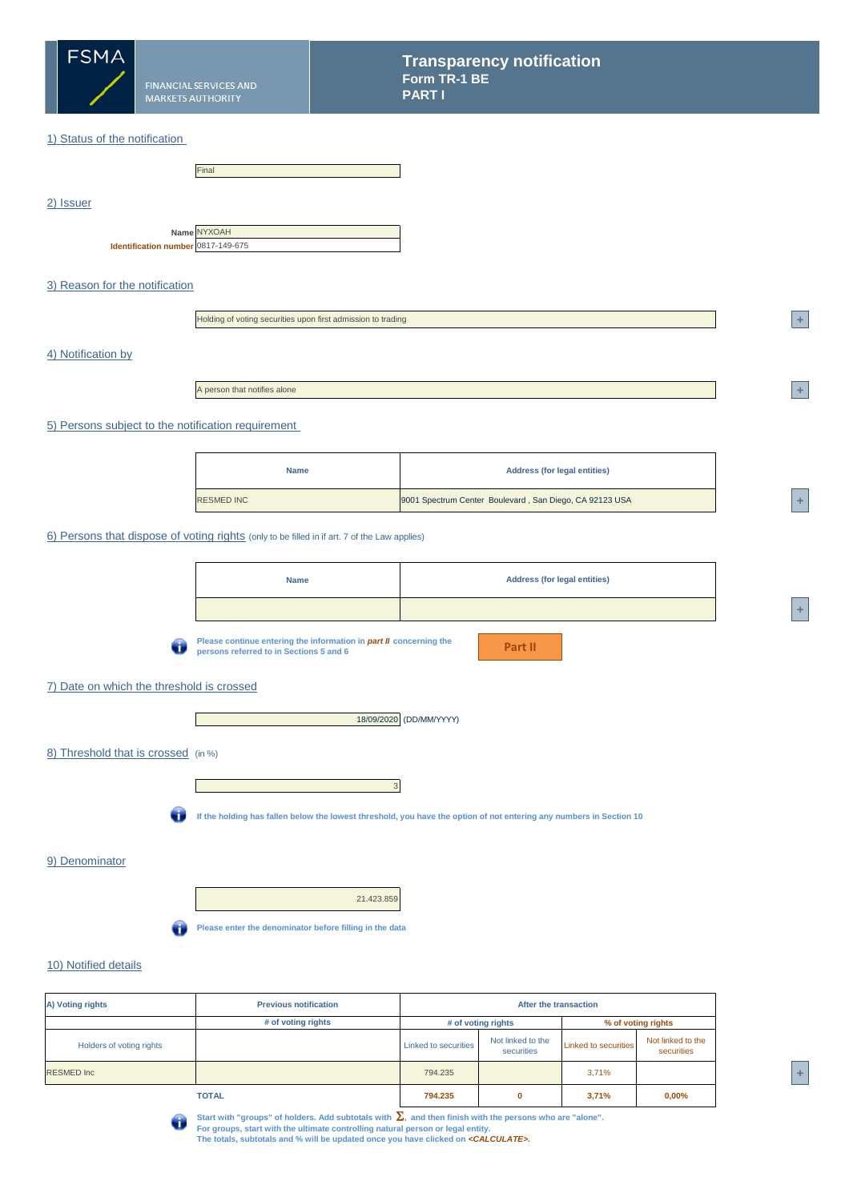FSMA

FINANCIAL SERVICES AND MARKETS AUTHORITY

# Transparency notification
## Form TR-1 BE
## PART I

## 1) Status of the notification

Final

## 2) Issuer

**Name** NYXOAH

**Identification number** 0817-149-675

## 3) Reason for the notification

Holding of voting securities upon first admission to trading

## 4) Notification by

A person that notifies alone

## 5) Persons subject to the notification requirement

| Name | Address (for legal entities) |
|---|---|
| RESMED INC | 9001 Spectrum Center Boulevard , San Diego, CA 92123 USA |

## 6) Persons that dispose of voting rights (only to be filled in if art. 7 of the Law applies)

| Name | Address (for legal entities) |
|---|---|
| | |

Please continue entering the information in ***part II*** concerning the persons referred to in Sections 5 and 6

Part II

## 7) Date on which the threshold is crossed

18/09/2020 (DD/MM/YYYY)

## 8) Threshold that is crossed (in %)

3

If the holding has fallen below the lowest threshold, you have the option of not entering any numbers in Section 10

## 9) Denominator

21.423.859

Please enter the denominator before filling in the data

## 10) Notified details

| A) Voting rights | Previous notification | After the transaction | | | |
|---|---|---|---|---|---|
| | # of voting rights | # of voting rights | | % of voting rights | |
| Holders of voting rights | | Linked to securities | Not linked to the securities | Linked to securities | Not linked to the securities |
| RESMED Inc | | 794.235 | | 3,71% | |
| | **TOTAL** | **794.235** | **0** | **3,71%** | **0,00%** |

Start with "groups" of holders. Add subtotals with $\Sigma$, and then finish with the persons who are "alone".
For groups, start with the ultimate controlling natural person or legal entity.
The totals, subtotals and % will be updated once you have clicked on ***<CALCULATE>***.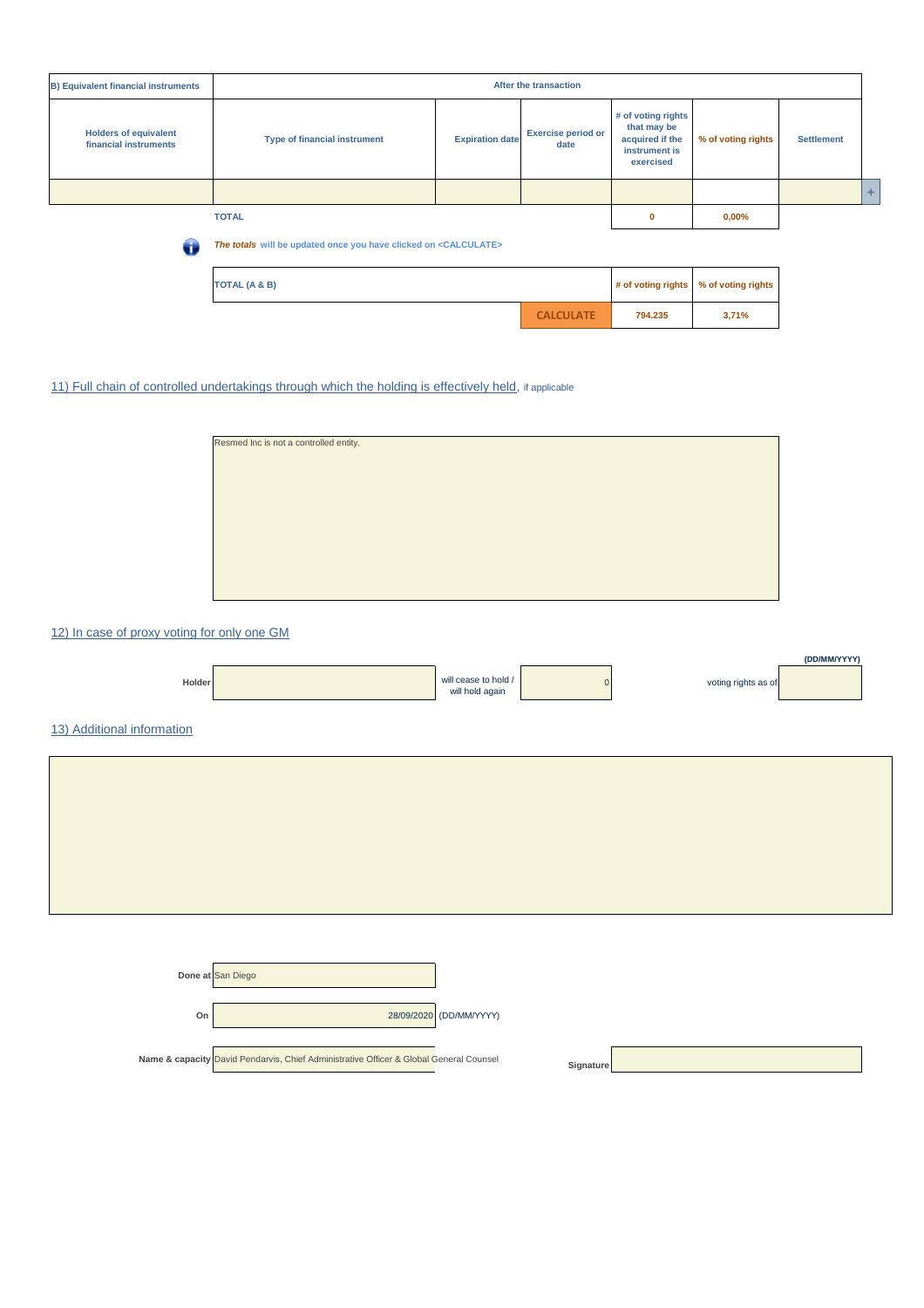| B) Equivalent financial instruments | After the transaction | | | | | |
|---|---|---|---|---|---|---|
| Holders of equivalent financial instruments | Type of financial instrument | Expiration date | Exercise period or date | # of voting rights that may be acquired if the instrument is exercised | % of voting rights | Settlement |
| | | | | | | |
| | TOTAL | | | 0 | 0,00% | |

*The totals* will be updated once you have clicked on <CALCULATE>

| TOTAL (A & B) | | # of voting rights | % of voting rights |
|---|---|---|---|
| | CALCULATE | 794.235 | 3,71% |

## 11) Full chain of controlled undertakings through which the holding is effectively held, if applicable

Resmed Inc is not a controlled entity.

## 12) In case of proxy voting for only one GM

| | | | | | |
|---|---|---|---|---|---|
| Holder | | will cease to hold / will hold again | 0 | voting rights as of | (DD/MM/YYYY) |

## 13) Additional information

Done at: San Diego

On: 28/09/2020 (DD/MM/YYYY)

Name & capacity: David Pendarvis, Chief Administrative Officer & Global General Counsel

Signature: